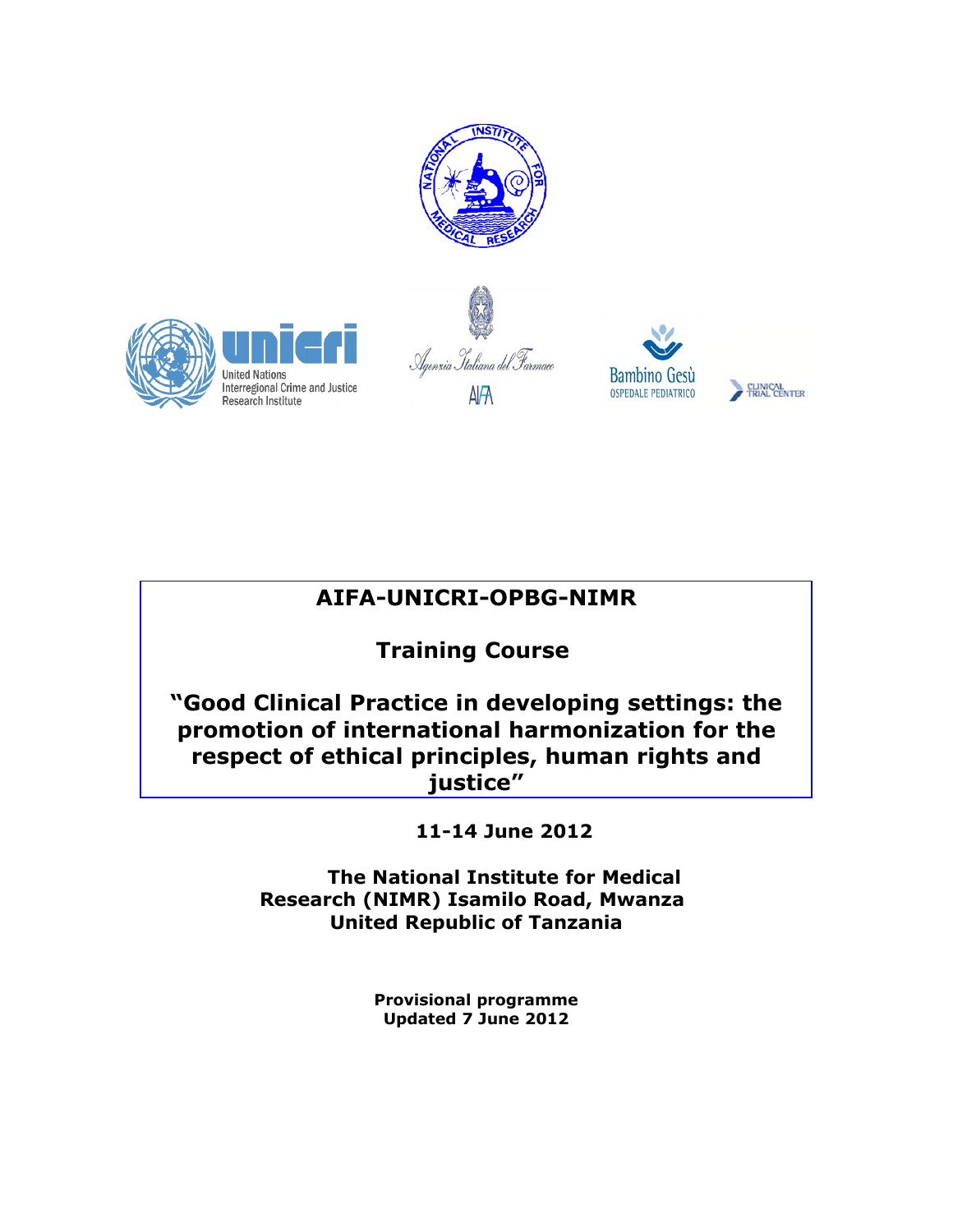# AIFA-UNICRI-OPBG-NIMR

## Training Course

## "Good Clinical Practice in developing settings: the promotion of international harmonization for the respect of ethical principles, human rights and justice"

**11-14 June 2012**

**The National Institute for Medical Research (NIMR) Isamilo Road, Mwanza United Republic of Tanzania**

**Provisional programme**
**Updated 7 June 2012**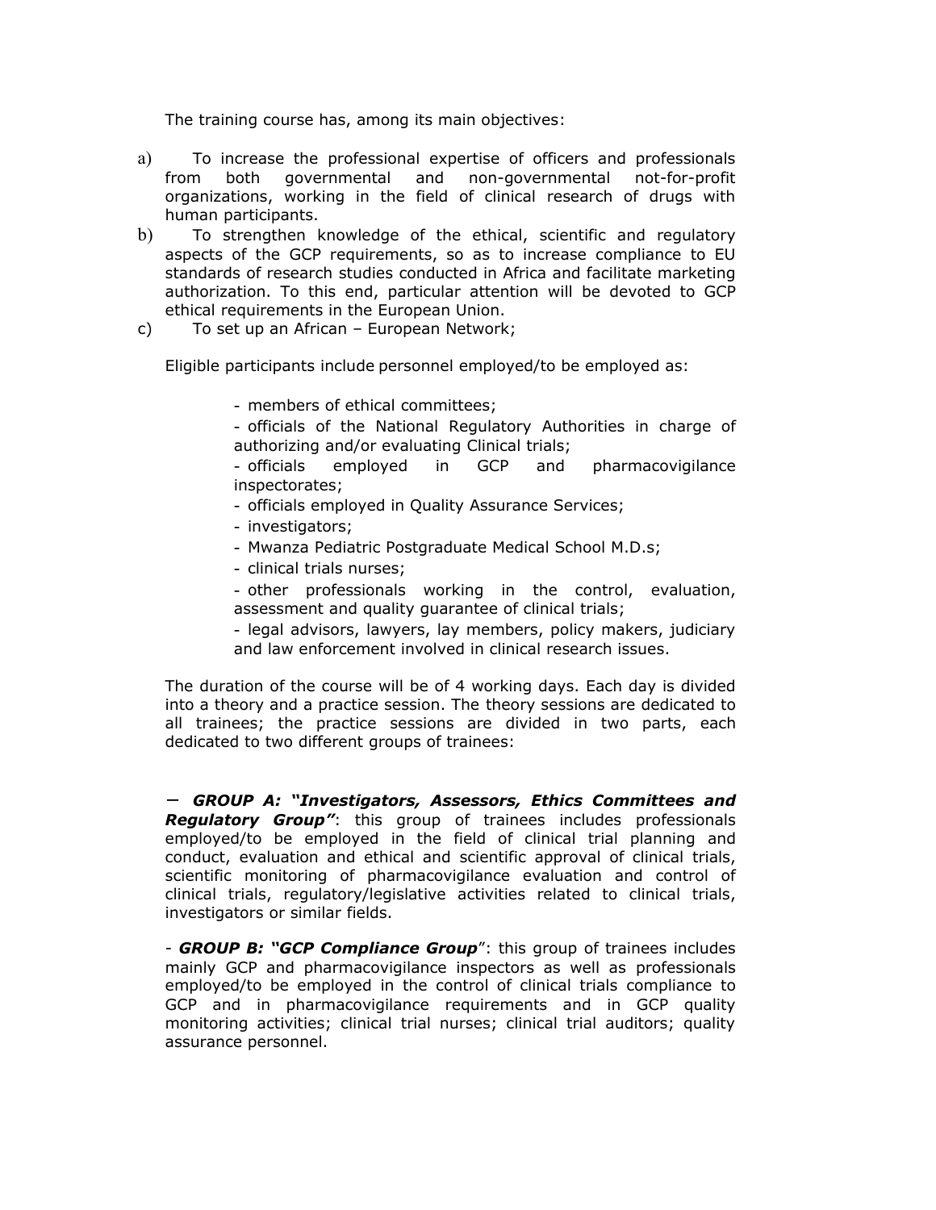The training course has, among its main objectives:

a) To increase the professional expertise of officers and professionals from both governmental and non-governmental not-for-profit organizations, working in the field of clinical research of drugs with human participants.
b) To strengthen knowledge of the ethical, scientific and regulatory aspects of the GCP requirements, so as to increase compliance to EU standards of research studies conducted in Africa and facilitate marketing authorization. To this end, particular attention will be devoted to GCP ethical requirements in the European Union.
c) To set up an African – European Network;

Eligible participants include personnel employed/to be employed as:

- members of ethical committees;
- officials of the National Regulatory Authorities in charge of authorizing and/or evaluating Clinical trials;
- officials employed in GCP and pharmacovigilance inspectorates;
- officials employed in Quality Assurance Services;
- investigators;
- Mwanza Pediatric Postgraduate Medical School M.D.s;
- clinical trials nurses;
- other professionals working in the control, evaluation, assessment and quality guarantee of clinical trials;
- legal advisors, lawyers, lay members, policy makers, judiciary and law enforcement involved in clinical research issues.

The duration of the course will be of 4 working days. Each day is divided into a theory and a practice session. The theory sessions are dedicated to all trainees; the practice sessions are divided in two parts, each dedicated to two different groups of trainees:

- ***GROUP A: "Investigators, Assessors, Ethics Committees and Regulatory Group"***: this group of trainees includes professionals employed/to be employed in the field of clinical trial planning and conduct, evaluation and ethical and scientific approval of clinical trials, scientific monitoring of pharmacovigilance evaluation and control of clinical trials, regulatory/legislative activities related to clinical trials, investigators or similar fields.

- ***GROUP B: "GCP Compliance Group"***: this group of trainees includes mainly GCP and pharmacovigilance inspectors as well as professionals employed/to be employed in the control of clinical trials compliance to GCP and in pharmacovigilance requirements and in GCP quality monitoring activities; clinical trial nurses; clinical trial auditors; quality assurance personnel.